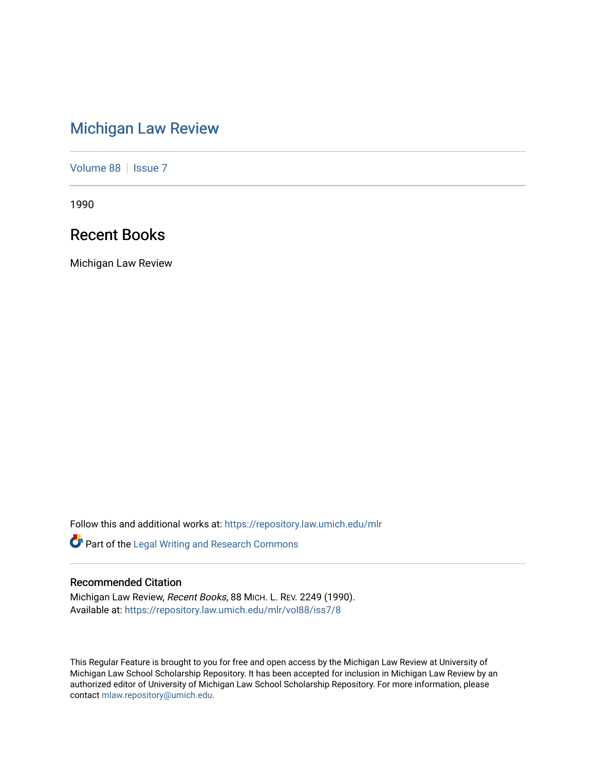# Michigan Law Review

Volume 88 | Issue 7

1990

## Recent Books

Michigan Law Review

Follow this and additional works at: https://repository.law.umich.edu/mlr

Part of the Legal Writing and Research Commons

### Recommended Citation

Michigan Law Review, *Recent Books*, 88 MICH. L. REV. 2249 (1990).
Available at: https://repository.law.umich.edu/mlr/vol88/iss7/8

This Regular Feature is brought to you for free and open access by the Michigan Law Review at University of Michigan Law School Scholarship Repository. It has been accepted for inclusion in Michigan Law Review by an authorized editor of University of Michigan Law School Scholarship Repository. For more information, please contact mlaw.repository@umich.edu.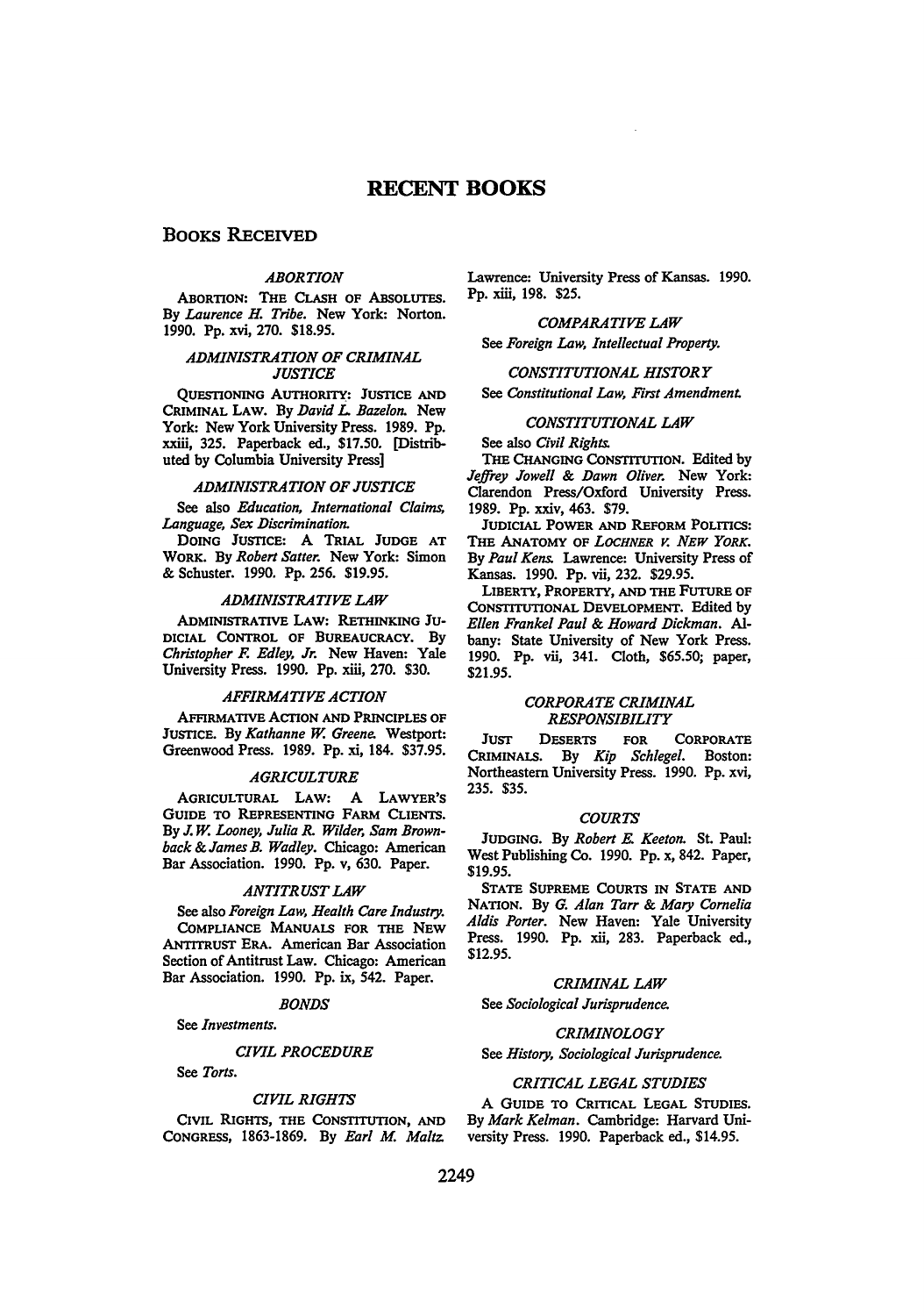# RECENT BOOKS

## BOOKS RECEIVED

### *ABORTION*

ABORTION: THE CLASH OF ABSOLUTES. By *Laurence H. Tribe*. New York: Norton. 1990. Pp. xvi, 270. $18.95.

### *ADMINISTRATION OF CRIMINAL JUSTICE*

QUESTIONING AUTHORITY: JUSTICE AND CRIMINAL LAW. By *David L. Bazelon*. New York: New York University Press. 1989. Pp. xxiii, 325. Paperback ed., $17.50. [Distributed by Columbia University Press]

### *ADMINISTRATION OF JUSTICE*

See also *Education, International Claims, Language, Sex Discrimination.*

DOING JUSTICE: A TRIAL JUDGE AT WORK. By *Robert Satter*. New York: Simon & Schuster. 1990. Pp. 256. $19.95.

### *ADMINISTRATIVE LAW*

ADMINISTRATIVE LAW: RETHINKING JUDICIAL CONTROL OF BUREAUCRACY. By *Christopher F. Edley, Jr.* New Haven: Yale University Press. 1990. Pp. xiii, 270. $30.

### *AFFIRMATIVE ACTION*

AFFIRMATIVE ACTION AND PRINCIPLES OF JUSTICE. By *Kathanne W. Greene*. Westport: Greenwood Press. 1989. Pp. xi, 184. $37.95.

### *AGRICULTURE*

AGRICULTURAL LAW: A LAWYER'S GUIDE TO REPRESENTING FARM CLIENTS. By *J. W. Looney, Julia R. Wilder, Sam Brownback & James B. Wadley*. Chicago: American Bar Association. 1990. Pp. v, 630. Paper.

### *ANTITRUST LAW*

See also *Foreign Law, Health Care Industry.*

COMPLIANCE MANUALS FOR THE NEW ANTITRUST ERA. American Bar Association Section of Antitrust Law. Chicago: American Bar Association. 1990. Pp. ix, 542. Paper.

### *BONDS*

See *Investments.*

### *CIVIL PROCEDURE*

See *Torts.*

### *CIVIL RIGHTS*

CIVIL RIGHTS, THE CONSTITUTION, AND CONGRESS, 1863-1869. By *Earl M. Maltz*. Lawrence: University Press of Kansas. 1990. Pp. xiii, 198. $25.

### *COMPARATIVE LAW*

See *Foreign Law, Intellectual Property.*

### *CONSTITUTIONAL HISTORY*

See *Constitutional Law, First Amendment.*

### *CONSTITUTIONAL LAW*

See also *Civil Rights.*

THE CHANGING CONSTITUTION. Edited by *Jeffrey Jowell & Dawn Oliver*. New York: Clarendon Press/Oxford University Press. 1989. Pp. xxiv, 463. $79.

JUDICIAL POWER AND REFORM POLITICS: THE ANATOMY OF *LOCHNER V. NEW YORK*. By *Paul Kens*. Lawrence: University Press of Kansas. 1990. Pp. vii, 232. $29.95.

LIBERTY, PROPERTY, AND THE FUTURE OF CONSTITUTIONAL DEVELOPMENT. Edited by *Ellen Frankel Paul & Howard Dickman*. Albany: State University of New York Press. 1990. Pp. vii, 341. Cloth, $65.50; paper, $21.95.

### *CORPORATE CRIMINAL RESPONSIBILITY*

JUST DESERTS FOR CORPORATE CRIMINALS. By *Kip Schlegel*. Boston: Northeastern University Press. 1990. Pp. xvi, 235. $35.

### *COURTS*

JUDGING. By *Robert E. Keeton*. St. Paul: West Publishing Co. 1990. Pp. x, 842. Paper, $19.95.

STATE SUPREME COURTS IN STATE AND NATION. By *G. Alan Tarr & Mary Cornelia Aldis Porter*. New Haven: Yale University Press. 1990. Pp. xii, 283. Paperback ed., $12.95.

### *CRIMINAL LAW*

See *Sociological Jurisprudence.*

### *CRIMINOLOGY*

See *History, Sociological Jurisprudence.*

### *CRITICAL LEGAL STUDIES*

A GUIDE TO CRITICAL LEGAL STUDIES. By *Mark Kelman*. Cambridge: Harvard University Press. 1990. Paperback ed., $14.95.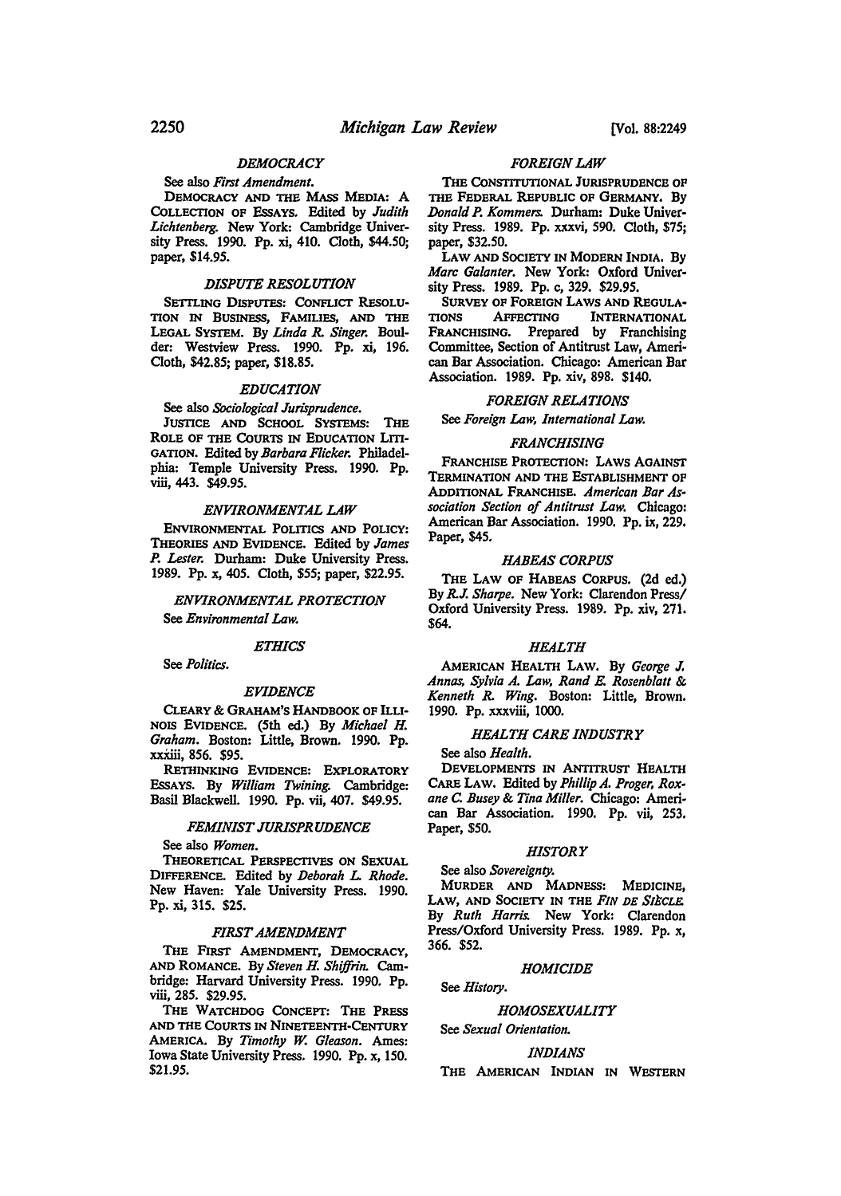### *DEMOCRACY*

See also *First Amendment.*

DEMOCRACY AND THE MASS MEDIA: A COLLECTION OF ESSAYS. Edited by *Judith Lichtenberg.* New York: Cambridge University Press. 1990. Pp. xi, 410. Cloth, $44.50; paper, $14.95.

### *DISPUTE RESOLUTION*

SETTLING DISPUTES: CONFLICT RESOLUTION IN BUSINESS, FAMILIES, AND THE LEGAL SYSTEM. By *Linda R. Singer.* Boulder: Westview Press. 1990. Pp. xi, 196. Cloth, $42.85; paper, $18.85.

### *EDUCATION*

See also *Sociological Jurisprudence.*

JUSTICE AND SCHOOL SYSTEMS: THE ROLE OF THE COURTS IN EDUCATION LITIGATION. Edited by *Barbara Flicker.* Philadelphia: Temple University Press. 1990. Pp. viii, 443. $49.95.

### *ENVIRONMENTAL LAW*

ENVIRONMENTAL POLITICS AND POLICY: THEORIES AND EVIDENCE. Edited by *James P. Lester.* Durham: Duke University Press. 1989. Pp. x, 405. Cloth, $55; paper, $22.95.

### *ENVIRONMENTAL PROTECTION*

See *Environmental Law.*

### *ETHICS*

See *Politics.*

### *EVIDENCE*

CLEARY & GRAHAM'S HANDBOOK OF ILLINOIS EVIDENCE. (5th ed.) By *Michael H. Graham.* Boston: Little, Brown. 1990. Pp. xxiii, 856. $95.

RETHINKING EVIDENCE: EXPLORATORY ESSAYS. By *William Twining.* Cambridge: Basil Blackwell. 1990. Pp. vii, 407. $49.95.

### *FEMINIST JURISPRUDENCE*

See also *Women.*

THEORETICAL PERSPECTIVES ON SEXUAL DIFFERENCE. Edited by *Deborah L. Rhode.* New Haven: Yale University Press. 1990. Pp. xi, 315. $25.

### *FIRST AMENDMENT*

THE FIRST AMENDMENT, DEMOCRACY, AND ROMANCE. By *Steven H. Shiffrin.* Cambridge: Harvard University Press. 1990. Pp. viii, 285. $29.95.

THE WATCHDOG CONCEPT: THE PRESS AND THE COURTS IN NINETEENTH-CENTURY AMERICA. By *Timothy W. Gleason.* Ames: Iowa State University Press. 1990. Pp. x, 150. $21.95.

### *FOREIGN LAW*

THE CONSTITUTIONAL JURISPRUDENCE OF THE FEDERAL REPUBLIC OF GERMANY. By *Donald P. Kommers.* Durham: Duke University Press. 1989. Pp. xxxvi, 590. Cloth, $75; paper, $32.50.

LAW AND SOCIETY IN MODERN INDIA. By *Marc Galanter.* New York: Oxford University Press. 1989. Pp. c, 329. $29.95.

SURVEY OF FOREIGN LAWS AND REGULATIONS AFFECTING INTERNATIONAL FRANCHISING. Prepared by Franchising Committee, Section of Antitrust Law, American Bar Association. Chicago: American Bar Association. 1989. Pp. xiv, 898. $140.

### *FOREIGN RELATIONS*

See *Foreign Law, International Law.*

### *FRANCHISING*

FRANCHISE PROTECTION: LAWS AGAINST TERMINATION AND THE ESTABLISHMENT OF ADDITIONAL FRANCHISE. *American Bar Association Section of Antitrust Law.* Chicago: American Bar Association. 1990. Pp. ix, 229. Paper, $45.

### *HABEAS CORPUS*

THE LAW OF HABEAS CORPUS. (2d ed.) By *R.J. Sharpe.* New York: Clarendon Press/ Oxford University Press. 1989. Pp. xiv, 271. $64.

### *HEALTH*

AMERICAN HEALTH LAW. By *George J. Annas, Sylvia A. Law, Rand E. Rosenblatt & Kenneth R. Wing.* Boston: Little, Brown. 1990. Pp. xxxviii, 1000.

### *HEALTH CARE INDUSTRY*

See also *Health.*

DEVELOPMENTS IN ANTITRUST HEALTH CARE LAW. Edited by *Phillip A. Proger, Roxane C. Busey & Tina Miller.* Chicago: American Bar Association. 1990. Pp. vii, 253. Paper, $50.

### *HISTORY*

See also *Sovereignty.*

MURDER AND MADNESS: MEDICINE, LAW, AND SOCIETY IN THE *FIN DE SIÈCLE.* By *Ruth Harris.* New York: Clarendon Press/Oxford University Press. 1989. Pp. x, 366. $52.

### *HOMICIDE*

See *History.*

### *HOMOSEXUALITY*

See *Sexual Orientation.*

### *INDIANS*

THE AMERICAN INDIAN IN WESTERN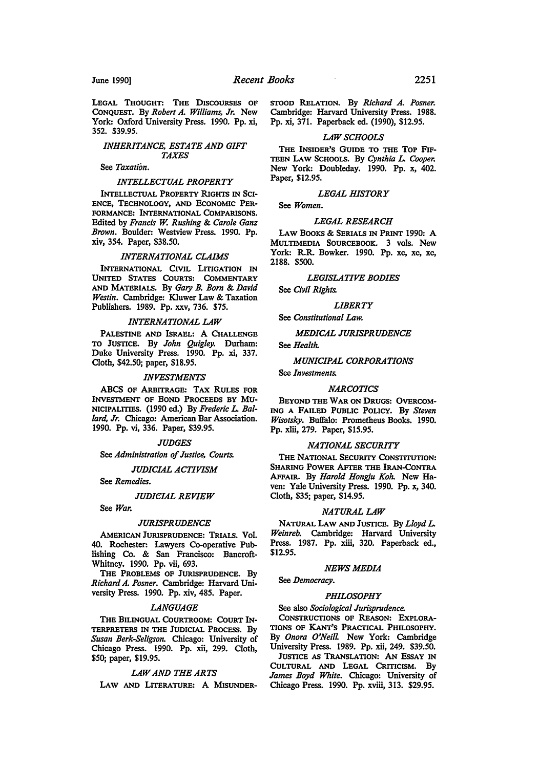LEGAL THOUGHT: THE DISCOURSES OF CONQUEST. By *Robert A. Williams, Jr.* New York: Oxford University Press. 1990. Pp. xi, 352. $39.95.

### *INHERITANCE, ESTATE AND GIFT TAXES*

See *Taxation.*

### *INTELLECTUAL PROPERTY*

INTELLECTUAL PROPERTY RIGHTS IN SCIENCE, TECHNOLOGY, AND ECONOMIC PERFORMANCE: INTERNATIONAL COMPARISONS. Edited by *Francis W. Rushing & Carole Ganz Brown.* Boulder: Westview Press. 1990. Pp. xiv, 354. Paper, $38.50.

### *INTERNATIONAL CLAIMS*

INTERNATIONAL CIVIL LITIGATION IN UNITED STATES COURTS: COMMENTARY AND MATERIALS. By *Gary B. Born & David Westin.* Cambridge: Kluwer Law & Taxation Publishers. 1989. Pp. xxv, 736. $75.

### *INTERNATIONAL LAW*

PALESTINE AND ISRAEL: A CHALLENGE TO JUSTICE. By *John Quigley.* Durham: Duke University Press. 1990. Pp. xi, 337. Cloth, $42.50; paper, $18.95.

### *INVESTMENTS*

ABCS OF ARBITRAGE: TAX RULES FOR INVESTMENT OF BOND PROCEEDS BY MUNICIPALITIES. (1990 ed.) By *Frederic L. Ballard, Jr.* Chicago: American Bar Association. 1990. Pp. vi, 336. Paper, $39.95.

### *JUDGES*

See *Administration of Justice, Courts.*

### *JUDICIAL ACTIVISM*

See *Remedies.*

### *JUDICIAL REVIEW*

See *War.*

### *JURISPRUDENCE*

AMERICAN JURISPRUDENCE: TRIALS. Vol. 40. Rochester: Lawyers Co-operative Publishing Co. & San Francisco: Bancroft-Whitney. 1990. Pp. vii, 693.

THE PROBLEMS OF JURISPRUDENCE. By *Richard A. Posner.* Cambridge: Harvard University Press. 1990. Pp. xiv, 485. Paper.

### *LANGUAGE*

THE BILINGUAL COURTROOM: COURT INTERPRETERS IN THE JUDICIAL PROCESS. By *Susan Berk-Seligson.* Chicago: University of Chicago Press. 1990. Pp. xii, 299. Cloth, $50; paper, $19.95.

### *LAW AND THE ARTS*

LAW AND LITERATURE: A MISUNDERSTOOD RELATION. By *Richard A. Posner.* Cambridge: Harvard University Press. 1988. Pp. xi, 371. Paperback ed. (1990), $12.95.

### *LAW SCHOOLS*

THE INSIDER'S GUIDE TO THE TOP FIFTEEN LAW SCHOOLS. By *Cynthia L. Cooper.* New York: Doubleday. 1990. Pp. x, 402. Paper, $12.95.

### *LEGAL HISTORY*

See *Women.*

### *LEGAL RESEARCH*

LAW BOOKS & SERIALS IN PRINT 1990: A MULTIMEDIA SOURCEBOOK. 3 vols. New York: R.R. Bowker. 1990. Pp. xc, xc, xc, 2188. $500.

### *LEGISLATIVE BODIES*

See *Civil Rights.*

### *LIBERTY*

See *Constitutional Law.*

### *MEDICAL JURISPRUDENCE*

See *Health.*

### *MUNICIPAL CORPORATIONS*

See *Investments.*

### *NARCOTICS*

BEYOND THE WAR ON DRUGS: OVERCOMING A FAILED PUBLIC POLICY. By *Steven Wisotsky.* Buffalo: Prometheus Books. 1990. Pp. xlii, 279. Paper, $15.95.

### *NATIONAL SECURITY*

THE NATIONAL SECURITY CONSTITUTION: SHARING POWER AFTER THE IRAN-CONTRA AFFAIR. By *Harold Hongju Koh.* New Haven: Yale University Press. 1990. Pp. x, 340. Cloth, $35; paper, $14.95.

### *NATURAL LAW*

NATURAL LAW AND JUSTICE. By *Lloyd L. Weinreb.* Cambridge: Harvard University Press. 1987. Pp. xiii, 320. Paperback ed., $12.95.

### *NEWS MEDIA*

See *Democracy.*

### *PHILOSOPHY*

See also *Sociological Jurisprudence.*

CONSTRUCTIONS OF REASON: EXPLORATIONS OF KANT'S PRACTICAL PHILOSOPHY. By *Onora O'Neill.* New York: Cambridge University Press. 1989. Pp. xii, 249. $39.50.

JUSTICE AS TRANSLATION: AN ESSAY IN CULTURAL AND LEGAL CRITICISM. By *James Boyd White.* Chicago: University of Chicago Press. 1990. Pp. xviii, 313. $29.95.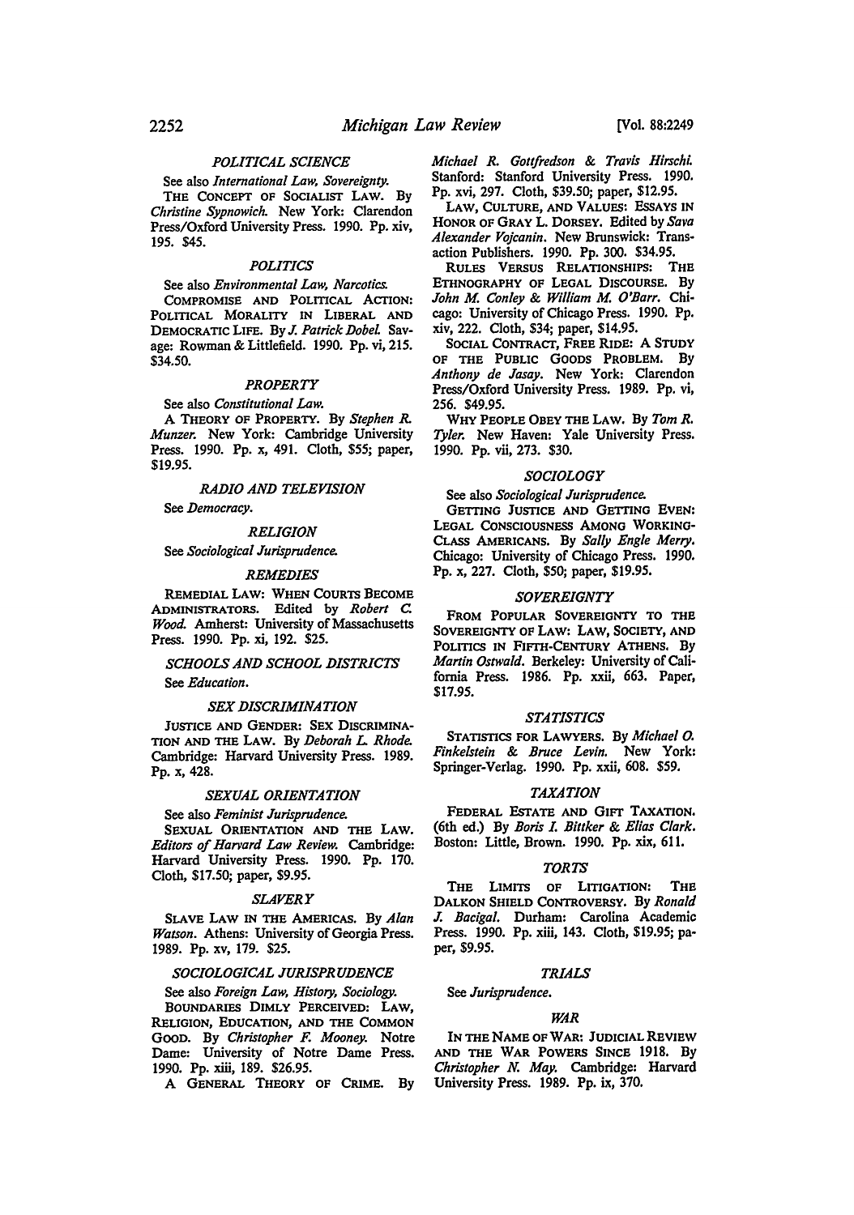### *POLITICAL SCIENCE*

See also *International Law, Sovereignty.*

THE CONCEPT OF SOCIALIST LAW. By *Christine Sypnowich.* New York: Clarendon Press/Oxford University Press. 1990. Pp. xiv, 195. $45.

### *POLITICS*

See also *Environmental Law, Narcotics.*

COMPROMISE AND POLITICAL ACTION: POLITICAL MORALITY IN LIBERAL AND DEMOCRATIC LIFE. By *J. Patrick Dobel.* Savage: Rowman & Littlefield. 1990. Pp. vi, 215. $34.50.

### *PROPERTY*

See also *Constitutional Law.*

A THEORY OF PROPERTY. By *Stephen R. Munzer.* New York: Cambridge University Press. 1990. Pp. x, 491. Cloth, $55; paper, $19.95.

### *RADIO AND TELEVISION*

See *Democracy.*

### *RELIGION*

See *Sociological Jurisprudence.*

### *REMEDIES*

REMEDIAL LAW: WHEN COURTS BECOME ADMINISTRATORS. Edited by *Robert C. Wood.* Amherst: University of Massachusetts Press. 1990. Pp. xi, 192. $25.

### *SCHOOLS AND SCHOOL DISTRICTS*

See *Education.*

### *SEX DISCRIMINATION*

JUSTICE AND GENDER: SEX DISCRIMINATION AND THE LAW. By *Deborah L. Rhode.* Cambridge: Harvard University Press. 1989. Pp. x, 428.

### *SEXUAL ORIENTATION*

See also *Feminist Jurisprudence.*

SEXUAL ORIENTATION AND THE LAW. *Editors of Harvard Law Review.* Cambridge: Harvard University Press. 1990. Pp. 170. Cloth, $17.50; paper, $9.95.

### *SLAVERY*

SLAVE LAW IN THE AMERICAS. By *Alan Watson.* Athens: University of Georgia Press. 1989. Pp. xv, 179. $25.

### *SOCIOLOGICAL JURISPRUDENCE*

See also *Foreign Law, History, Sociology.*

BOUNDARIES DIMLY PERCEIVED: LAW, RELIGION, EDUCATION, AND THE COMMON GOOD. By *Christopher F. Mooney.* Notre Dame: University of Notre Dame Press. 1990. Pp. xiii, 189. $26.95.

A GENERAL THEORY OF CRIME. By *Michael R. Gottfredson & Travis Hirschi.* Stanford: Stanford University Press. 1990. Pp. xvi, 297. Cloth, $39.50; paper, $12.95.

LAW, CULTURE, AND VALUES: ESSAYS IN HONOR OF GRAY L. DORSEY. Edited by *Sava Alexander Vojcanin.* New Brunswick: Transaction Publishers. 1990. Pp. 300. $34.95.

RULES VERSUS RELATIONSHIPS: THE ETHNOGRAPHY OF LEGAL DISCOURSE. By *John M. Conley & William M. O'Barr.* Chicago: University of Chicago Press. 1990. Pp. xiv, 222. Cloth, $34; paper, $14.95.

SOCIAL CONTRACT, FREE RIDE: A STUDY OF THE PUBLIC GOODS PROBLEM. By *Anthony de Jasay.* New York: Clarendon Press/Oxford University Press. 1989. Pp. vi, 256. $49.95.

WHY PEOPLE OBEY THE LAW. By *Tom R. Tyler.* New Haven: Yale University Press. 1990. Pp. vii, 273. $30.

### *SOCIOLOGY*

See also *Sociological Jurisprudence.*

GETTING JUSTICE AND GETTING EVEN: LEGAL CONSCIOUSNESS AMONG WORKING-CLASS AMERICANS. By *Sally Engle Merry.* Chicago: University of Chicago Press. 1990. Pp. x, 227. Cloth, $50; paper, $19.95.

### *SOVEREIGNTY*

FROM POPULAR SOVEREIGNTY TO THE SOVEREIGNTY OF LAW: LAW, SOCIETY, AND POLITICS IN FIFTH-CENTURY ATHENS. By *Martin Ostwald.* Berkeley: University of California Press. 1986. Pp. xxii, 663. Paper, $17.95.

### *STATISTICS*

STATISTICS FOR LAWYERS. By *Michael O. Finkelstein & Bruce Levin.* New York: Springer-Verlag. 1990. Pp. xxii, 608. $59.

### *TAXATION*

FEDERAL ESTATE AND GIFT TAXATION. (6th ed.) By *Boris I. Bittker & Elias Clark.* Boston: Little, Brown. 1990. Pp. xix, 611.

### *TORTS*

THE LIMITS OF LITIGATION: THE DALKON SHIELD CONTROVERSY. By *Ronald J. Bacigal.* Durham: Carolina Academic Press. 1990. Pp. xiii, 143. Cloth, $19.95; paper, $9.95.

### *TRIALS*

See *Jurisprudence.*

### *WAR*

IN THE NAME OF WAR: JUDICIAL REVIEW AND THE WAR POWERS SINCE 1918. By *Christopher N. May.* Cambridge: Harvard University Press. 1989. Pp. ix, 370.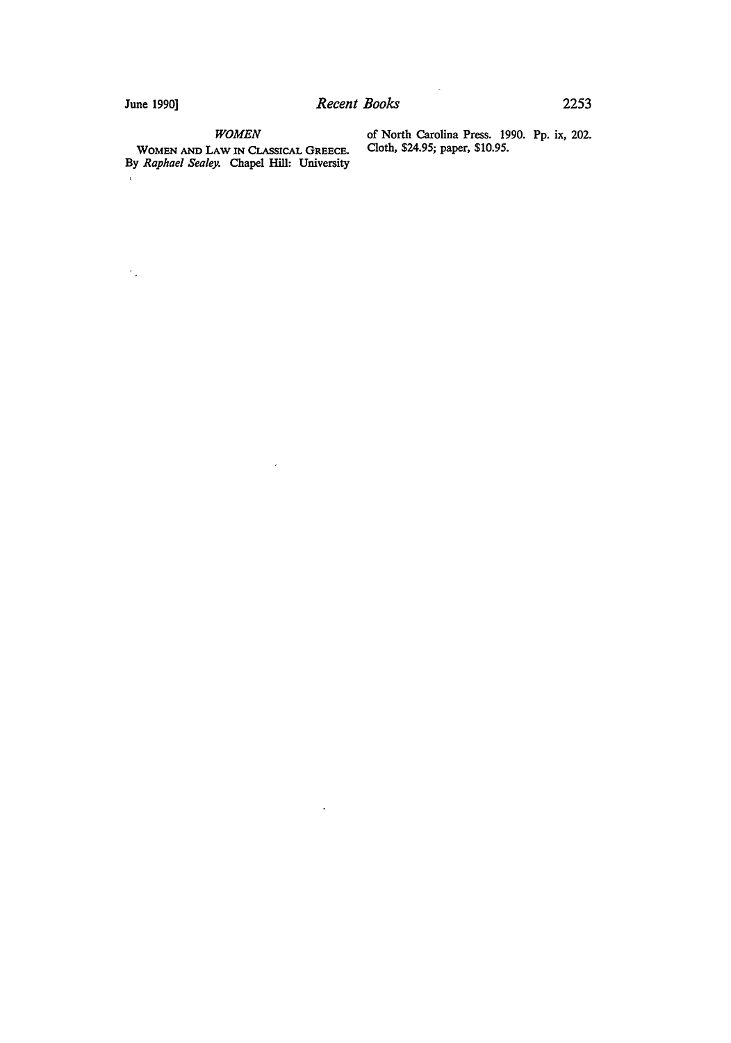*WOMEN*

WOMEN AND LAW IN CLASSICAL GREECE. By *Raphael Sealey*. Chapel Hill: University of North Carolina Press. 1990. Pp. ix, 202. Cloth, $24.95; paper, $10.95.